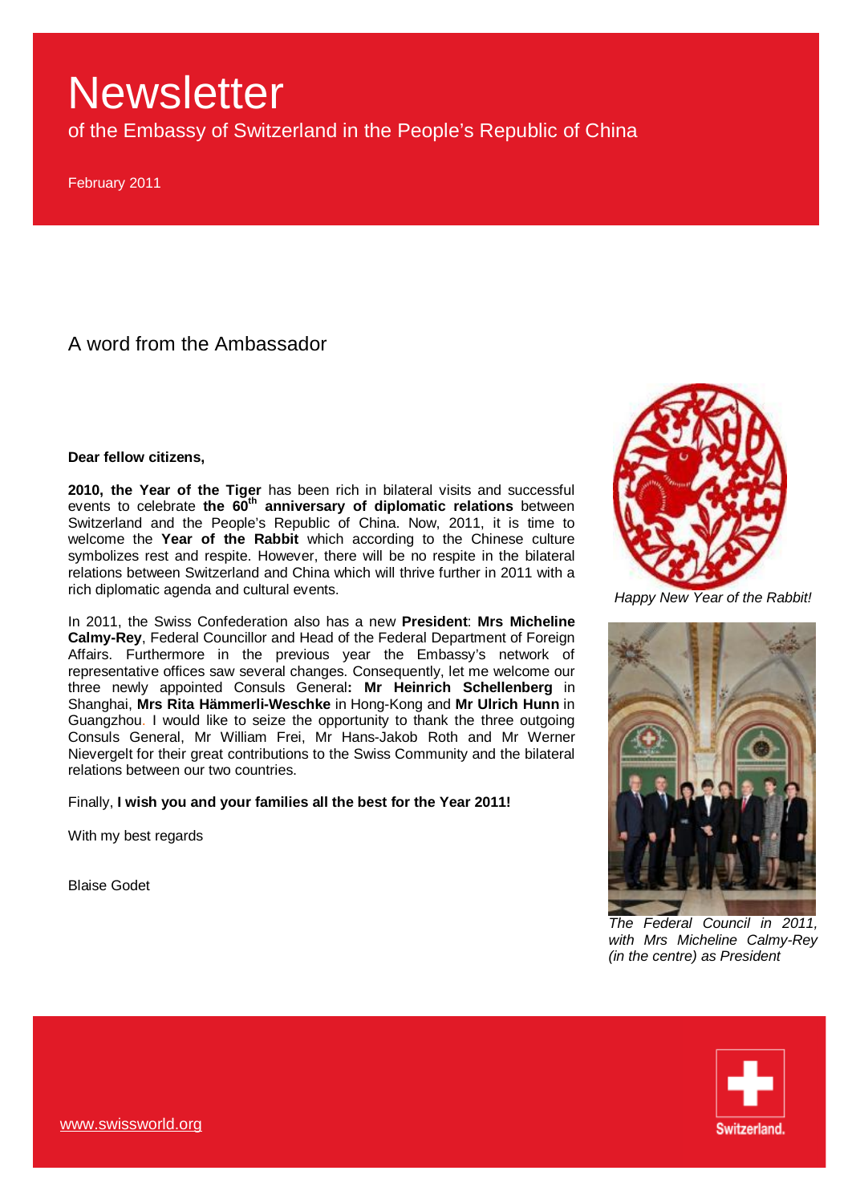# Newsletter

of the Embassy of Switzerland in the People's Republic of China

February 2011

## A word from the Ambassador

**Dear fellow citizens,**

**2010, the Year of the Tiger** has been rich in bilateral visits and successful events to celebrate **the 60th anniversary of diplomatic relations** between Switzerland and the People's Republic of China. Now, 2011, it is time to welcome the **Year of the Rabbit** which according to the Chinese culture symbolizes rest and respite. However, there will be no respite in the bilateral relations between Switzerland and China which will thrive further in 2011 with a rich diplomatic agenda and cultural events.

In 2011, the Swiss Confederation also has a new **President**: **Mrs Micheline Calmy-Rey**, Federal Councillor and Head of the Federal Department of Foreign Affairs. Furthermore in the previous year the Embassy's network of representative offices saw several changes. Consequently, let me welcome our three newly appointed Consuls General**: Mr Heinrich Schellenberg** in Shanghai, **Mrs Rita Hämmerli-Weschke** in Hong-Kong and **Mr Ulrich Hunn** in Guangzhou. I would like to seize the opportunity to thank the three outgoing Consuls General, Mr William Frei, Mr Hans-Jakob Roth and Mr Werner Nievergelt for their great contributions to the Swiss Community and the bilateral relations between our two countries.

Finally, **I wish you and your families all the best for the Year 2011!**

With my best regards

Blaise Godet

*Happy New Year of the Rabbit!*

*The Federal Council in 2011, with Mrs Micheline Calmy-Rey (in the centre) as President*

www.swissworld.org

Switzerland.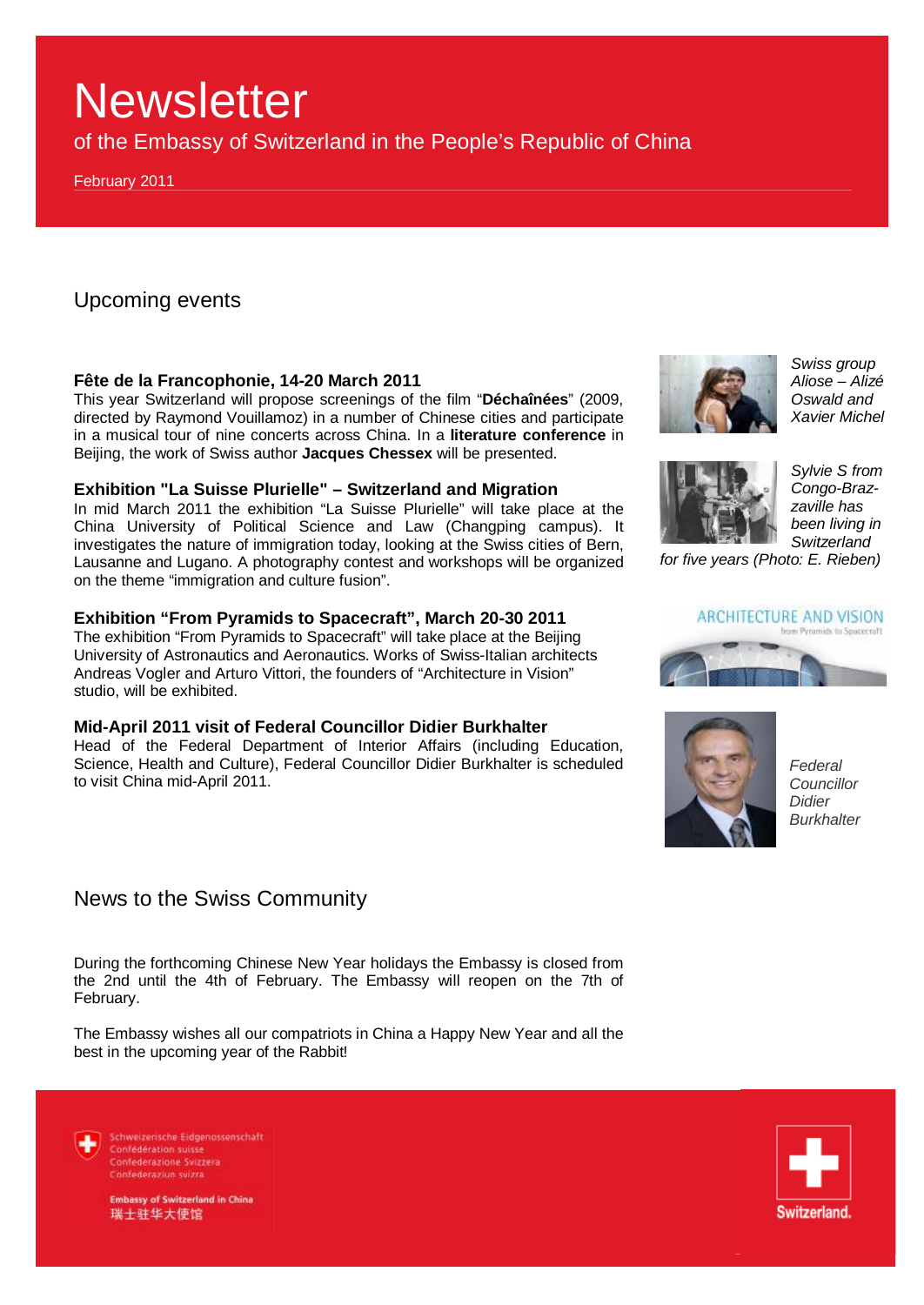# Newsletter

of the Embassy of Switzerland in the People's Republic of China

February 2011

## Upcoming events

### Fête de la Francophonie, 14-20 March 2011

This year Switzerland will propose screenings of the film "**Déchaînées**" (2009, directed by Raymond Vouillamoz) in a number of Chinese cities and participate in a musical tour of nine concerts across China. In a **literature conference** in Beijing, the work of Swiss author **Jacques Chessex** will be presented.

*Swiss group Aliose – Alizé Oswald and Xavier Michel*

### Exhibition "La Suisse Plurielle" – Switzerland and Migration

In mid March 2011 the exhibition "La Suisse Plurielle" will take place at the China University of Political Science and Law (Changping campus). It investigates the nature of immigration today, looking at the Swiss cities of Bern, Lausanne and Lugano. A photography contest and workshops will be organized on the theme "immigration and culture fusion".

*Sylvie S from Congo-Brazzaville has been living in Switzerland for five years (Photo: E. Rieben)*

### Exhibition "From Pyramids to Spacecraft", March 20-30 2011

The exhibition "From Pyramids to Spacecraft" will take place at the Beijing University of Astronautics and Aeronautics. Works of Swiss-Italian architects Andreas Vogler and Arturo Vittori, the founders of "Architecture in Vision" studio, will be exhibited.

ARCHITECTURE AND VISION
from Pyramids to Spacecraft

### Mid-April 2011 visit of Federal Councillor Didier Burkhalter

Head of the Federal Department of Interior Affairs (including Education, Science, Health and Culture), Federal Councillor Didier Burkhalter is scheduled to visit China mid-April 2011.

*Federal Councillor Didier Burkhalter*

## News to the Swiss Community

During the forthcoming Chinese New Year holidays the Embassy is closed from the 2nd until the 4th of February. The Embassy will reopen on the 7th of February.

The Embassy wishes all our compatriots in China a Happy New Year and all the best in the upcoming year of the Rabbit!

Schweizerische Eidgenossenschaft
Confédération suisse
Confederazione Svizzera
Confederaziun svizra

Embassy of Switzerland in China
瑞士驻华大使馆

Switzerland.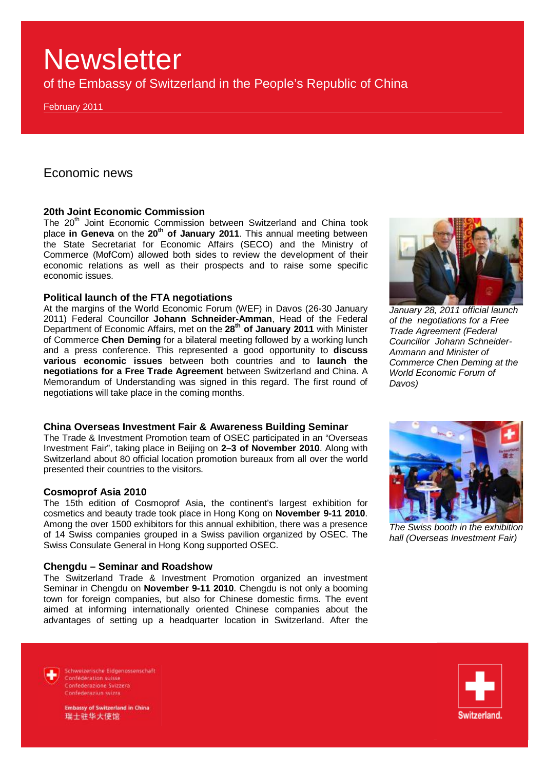# Newsletter

of the Embassy of Switzerland in the People's Republic of China

February 2011

## Economic news

### 20th Joint Economic Commission

The 20th Joint Economic Commission between Switzerland and China took place **in Geneva** on the **20th of January 2011**. This annual meeting between the State Secretariat for Economic Affairs (SECO) and the Ministry of Commerce (MofCom) allowed both sides to review the development of their economic relations as well as their prospects and to raise some specific economic issues.

### Political launch of the FTA negotiations

At the margins of the World Economic Forum (WEF) in Davos (26-30 January 2011) Federal Councillor **Johann Schneider-Amman**, Head of the Federal Department of Economic Affairs, met on the **28th of January 2011** with Minister of Commerce **Chen Deming** for a bilateral meeting followed by a working lunch and a press conference. This represented a good opportunity to **discuss various economic issues** between both countries and to **launch the negotiations for a Free Trade Agreement** between Switzerland and China. A Memorandum of Understanding was signed in this regard. The first round of negotiations will take place in the coming months.

*January 28, 2011 official launch of the negotiations for a Free Trade Agreement (Federal Councillor Johann Schneider-Ammann and Minister of Commerce Chen Deming at the World Economic Forum of Davos)*

### China Overseas Investment Fair & Awareness Building Seminar

The Trade & Investment Promotion team of OSEC participated in an "Overseas Investment Fair", taking place in Beijing on **2–3 of November 2010**. Along with Switzerland about 80 official location promotion bureaux from all over the world presented their countries to the visitors.

*The Swiss booth in the exhibition hall (Overseas Investment Fair)*

### Cosmoprof Asia 2010

The 15th edition of Cosmoprof Asia, the continent's largest exhibition for cosmetics and beauty trade took place in Hong Kong on **November 9-11 2010**. Among the over 1500 exhibitors for this annual exhibition, there was a presence of 14 Swiss companies grouped in a Swiss pavilion organized by OSEC. The Swiss Consulate General in Hong Kong supported OSEC.

### Chengdu – Seminar and Roadshow

The Switzerland Trade & Investment Promotion organized an investment Seminar in Chengdu on **November 9-11 2010**. Chengdu is not only a booming town for foreign companies, but also for Chinese domestic firms. The event aimed at informing internationally oriented Chinese companies about the advantages of setting up a headquarter location in Switzerland. After the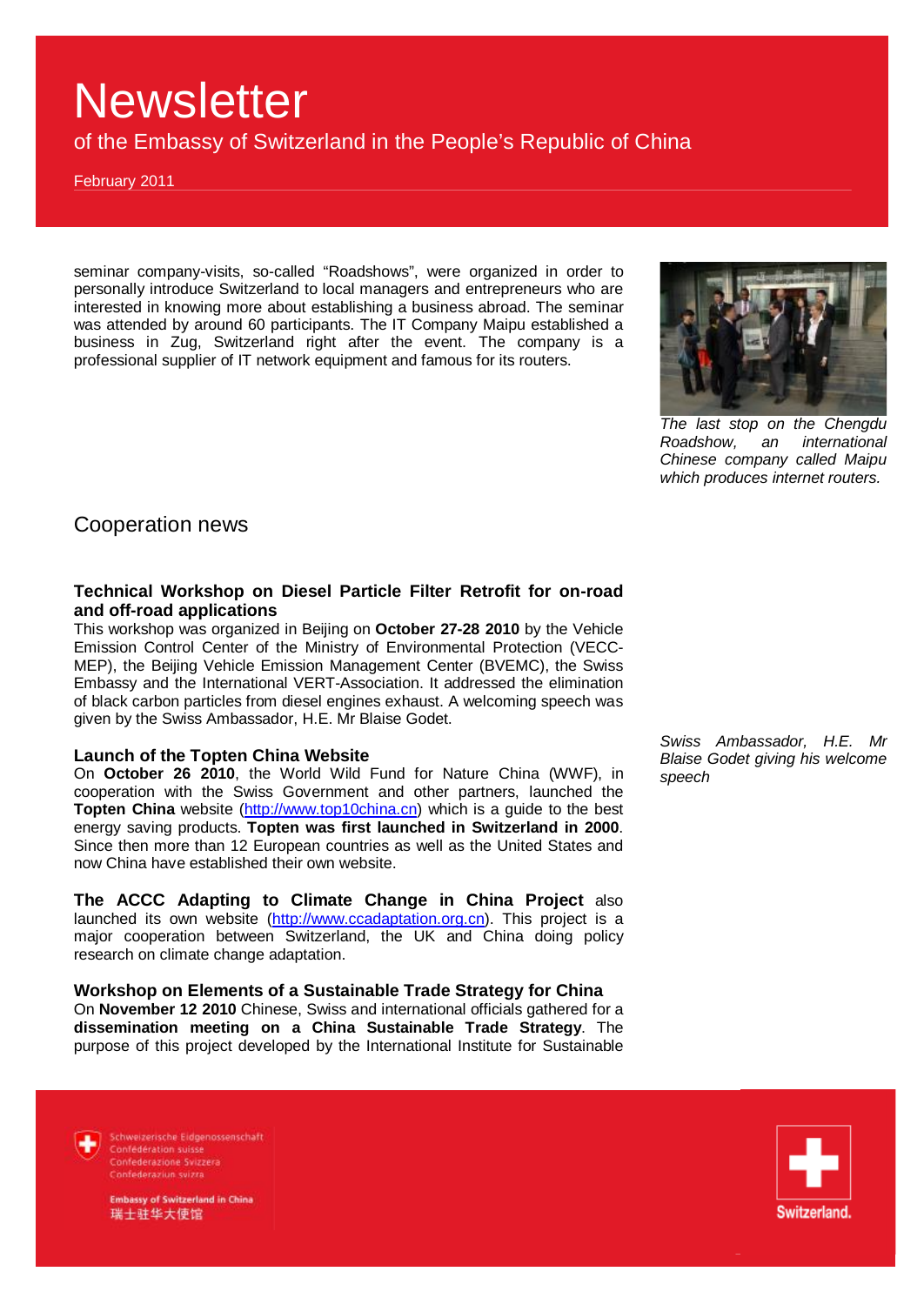seminar company-visits, so-called “Roadshows”, were organized in order to personally introduce Switzerland to local managers and entrepreneurs who are interested in knowing more about establishing a business abroad. The seminar was attended by around 60 participants. The IT Company Maipu established a business in Zug, Switzerland right after the event. The company is a professional supplier of IT network equipment and famous for its routers.

*The last stop on the Chengdu Roadshow, an international Chinese company called Maipu which produces internet routers.*

## Cooperation news

### Technical Workshop on Diesel Particle Filter Retrofit for on-road and off-road applications

This workshop was organized in Beijing on **October 27-28 2010** by the Vehicle Emission Control Center of the Ministry of Environmental Protection (VECC-MEP), the Beijing Vehicle Emission Management Center (BVEMC), the Swiss Embassy and the International VERT-Association. It addressed the elimination of black carbon particles from diesel engines exhaust. A welcoming speech was given by the Swiss Ambassador, H.E. Mr Blaise Godet.

*Swiss Ambassador, H.E. Mr Blaise Godet giving his welcome speech*

### Launch of the Topten China Website

On **October 26 2010**, the World Wild Fund for Nature China (WWF), in cooperation with the Swiss Government and other partners, launched the **Topten China** website (http://www.top10china.cn) which is a guide to the best energy saving products. **Topten was first launched in Switzerland in 2000**. Since then more than 12 European countries as well as the United States and now China have established their own website.

**The ACCC Adapting to Climate Change in China Project** also launched its own website (http://www.ccadaptation.org.cn). This project is a major cooperation between Switzerland, the UK and China doing policy research on climate change adaptation.

### Workshop on Elements of a Sustainable Trade Strategy for China

On **November 12 2010** Chinese, Swiss and international officials gathered for a **dissemination meeting on a China Sustainable Trade Strategy**. The purpose of this project developed by the International Institute for Sustainable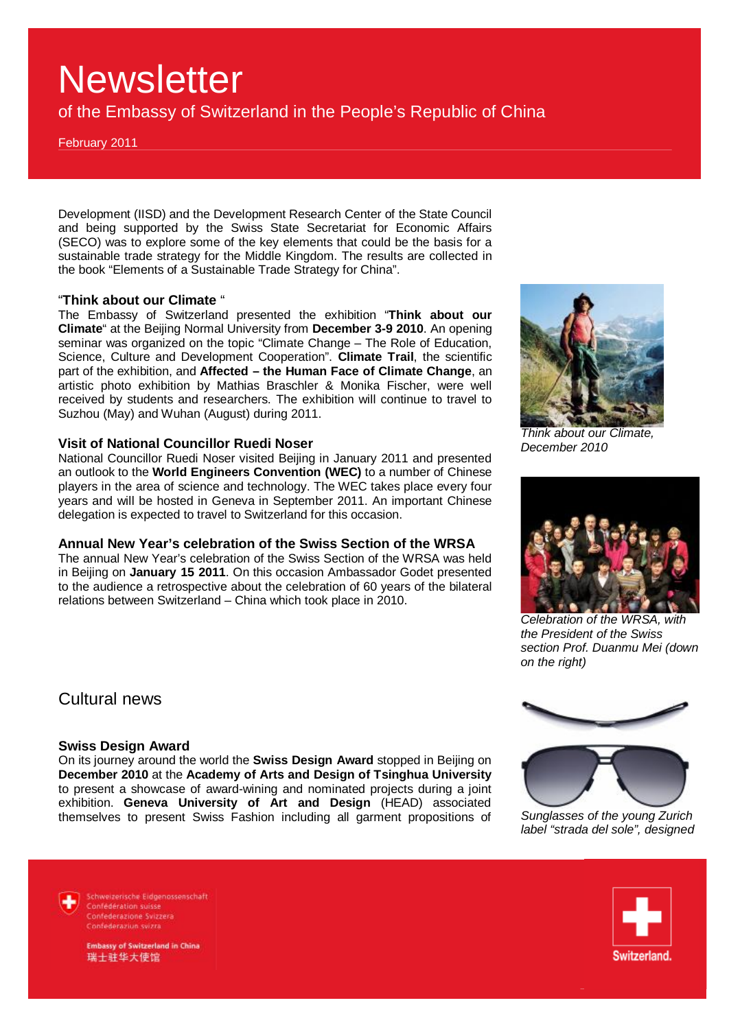Development (IISD) and the Development Research Center of the State Council and being supported by the Swiss State Secretariat for Economic Affairs (SECO) was to explore some of the key elements that could be the basis for a sustainable trade strategy for the Middle Kingdom. The results are collected in the book “Elements of a Sustainable Trade Strategy for China”.

### “Think about our Climate “

The Embassy of Switzerland presented the exhibition “**Think about our Climate**“ at the Beijing Normal University from **December 3-9 2010**. An opening seminar was organized on the topic “Climate Change – The Role of Education, Science, Culture and Development Cooperation”. **Climate Trail**, the scientific part of the exhibition, and **Affected – the Human Face of Climate Change**, an artistic photo exhibition by Mathias Braschler & Monika Fischer, were well received by students and researchers. The exhibition will continue to travel to Suzhou (May) and Wuhan (August) during 2011.

*Think about our Climate, December 2010*

### Visit of National Councillor Ruedi Noser

National Councillor Ruedi Noser visited Beijing in January 2011 and presented an outlook to the **World Engineers Convention (WEC)** to a number of Chinese players in the area of science and technology. The WEC takes place every four years and will be hosted in Geneva in September 2011. An important Chinese delegation is expected to travel to Switzerland for this occasion.

### Annual New Year’s celebration of the Swiss Section of the WRSA

The annual New Year’s celebration of the Swiss Section of the WRSA was held in Beijing on **January 15 2011**. On this occasion Ambassador Godet presented to the audience a retrospective about the celebration of 60 years of the bilateral relations between Switzerland – China which took place in 2010.

*Celebration of the WRSA, with the President of the Swiss section Prof. Duanmu Mei (down on the right)*

## Cultural news

### Swiss Design Award

On its journey around the world the **Swiss Design Award** stopped in Beijing on **December 2010** at the **Academy of Arts and Design of Tsinghua University** to present a showcase of award-wining and nominated projects during a joint exhibition. **Geneva University of Art and Design** (HEAD) associated themselves to present Swiss Fashion including all garment propositions of

*Sunglasses of the young Zurich label “strada del sole”, designed*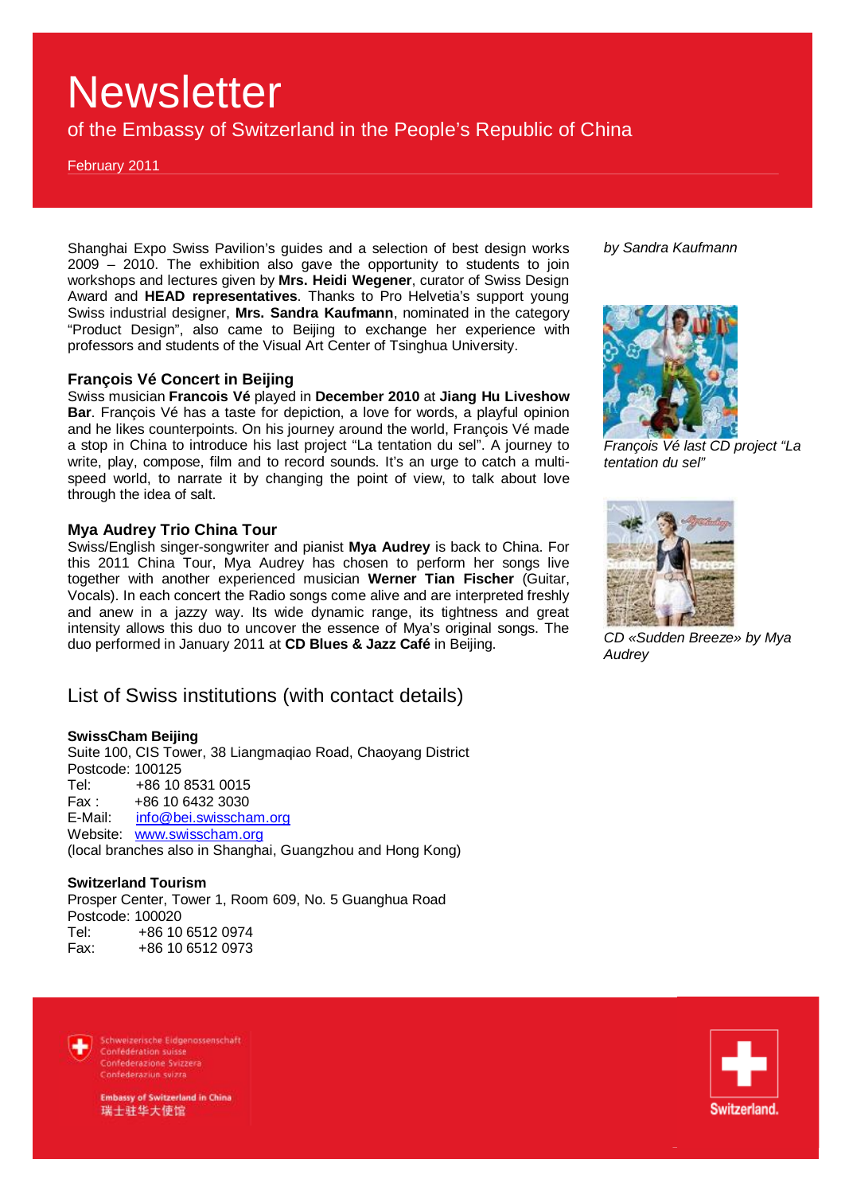Shanghai Expo Swiss Pavilion's guides and a selection of best design works 2009 – 2010. The exhibition also gave the opportunity to students to join workshops and lectures given by **Mrs. Heidi Wegener**, curator of Swiss Design Award and **HEAD representatives**. Thanks to Pro Helvetia's support young Swiss industrial designer, **Mrs. Sandra Kaufmann**, nominated in the category "Product Design", also came to Beijing to exchange her experience with professors and students of the Visual Art Center of Tsinghua University.

*by Sandra Kaufmann*

### François Vé Concert in Beijing

Swiss musician **Francois Vé** played in **December 2010** at **Jiang Hu Liveshow Bar**. François Vé has a taste for depiction, a love for words, a playful opinion and he likes counterpoints. On his journey around the world, François Vé made a stop in China to introduce his last project "La tentation du sel". A journey to write, play, compose, film and to record sounds. It's an urge to catch a multi-speed world, to narrate it by changing the point of view, to talk about love through the idea of salt.

*François Vé last CD project "La tentation du sel"*

### Mya Audrey Trio China Tour

Swiss/English singer-songwriter and pianist **Mya Audrey** is back to China. For this 2011 China Tour, Mya Audrey has chosen to perform her songs live together with another experienced musician **Werner Tian Fischer** (Guitar, Vocals). In each concert the Radio songs come alive and are interpreted freshly and anew in a jazzy way. Its wide dynamic range, its tightness and great intensity allows this duo to uncover the essence of Mya's original songs. The duo performed in January 2011 at **CD Blues & Jazz Café** in Beijing.

*CD «Sudden Breeze» by Mya Audrey*

## List of Swiss institutions (with contact details)

**SwissCham Beijing**
Suite 100, CIS Tower, 38 Liangmaqiao Road, Chaoyang District
Postcode: 100125
Tel: +86 10 8531 0015
Fax : +86 10 6432 3030
E-Mail: info@bei.swisscham.org
Website: www.swisscham.org
(local branches also in Shanghai, Guangzhou and Hong Kong)

**Switzerland Tourism**
Prosper Center, Tower 1, Room 609, No. 5 Guanghua Road
Postcode: 100020
Tel: +86 10 6512 0974
Fax: +86 10 6512 0973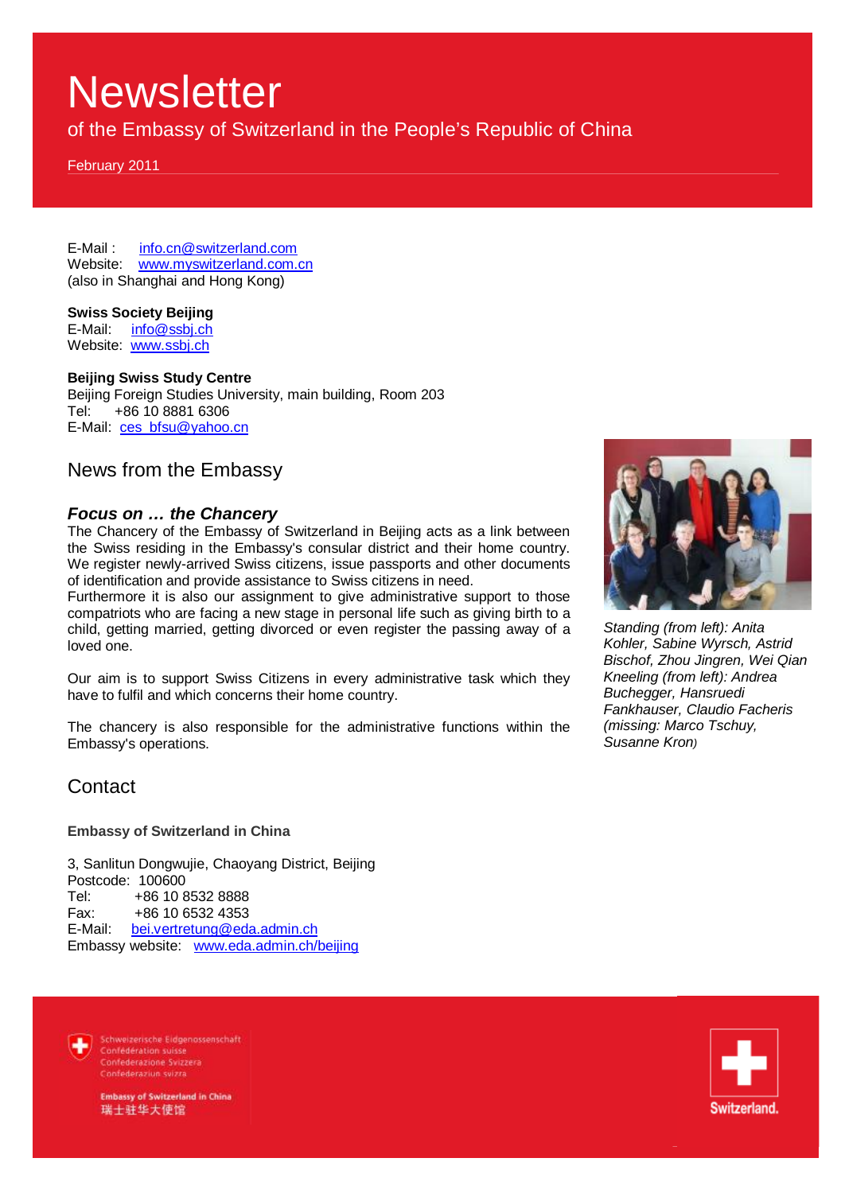# Newsletter

of the Embassy of Switzerland in the People's Republic of China

February 2011

E-Mail : info.cn@switzerland.com
Website: www.myswitzerland.com.cn
(also in Shanghai and Hong Kong)

**Swiss Society Beijing**
E-Mail: info@ssbj.ch
Website: www.ssbj.ch

**Beijing Swiss Study Centre**
Beijing Foreign Studies University, main building, Room 203
Tel: +86 10 8881 6306
E-Mail: ces_bfsu@yahoo.cn

## News from the Embassy

### *Focus on … the Chancery*

The Chancery of the Embassy of Switzerland in Beijing acts as a link between the Swiss residing in the Embassy's consular district and their home country. We register newly-arrived Swiss citizens, issue passports and other documents of identification and provide assistance to Swiss citizens in need.
Furthermore it is also our assignment to give administrative support to those compatriots who are facing a new stage in personal life such as giving birth to a child, getting married, getting divorced or even register the passing away of a loved one.

Our aim is to support Swiss Citizens in every administrative task which they have to fulfil and which concerns their home country.

The chancery is also responsible for the administrative functions within the Embassy's operations.

*Standing (from left): Anita Kohler, Sabine Wyrsch, Astrid Bischof, Zhou Jingren, Wei Qian Kneeling (from left): Andrea Buchegger, Hansruedi Fankhauser, Claudio Facheris (missing: Marco Tschuy, Susanne Kron)*

## Contact

**Embassy of Switzerland in China**

3, Sanlitun Dongwujie, Chaoyang District, Beijing
Postcode: 100600
Tel: +86 10 8532 8888
Fax: +86 10 6532 4353
E-Mail: bei.vertretung@eda.admin.ch
Embassy website: www.eda.admin.ch/beijing

Schweizerische Eidgenossenschaft
Confédération suisse
Confederazione Svizzera
Confederaziun svizra

Embassy of Switzerland in China
瑞士驻华大使馆

Switzerland.